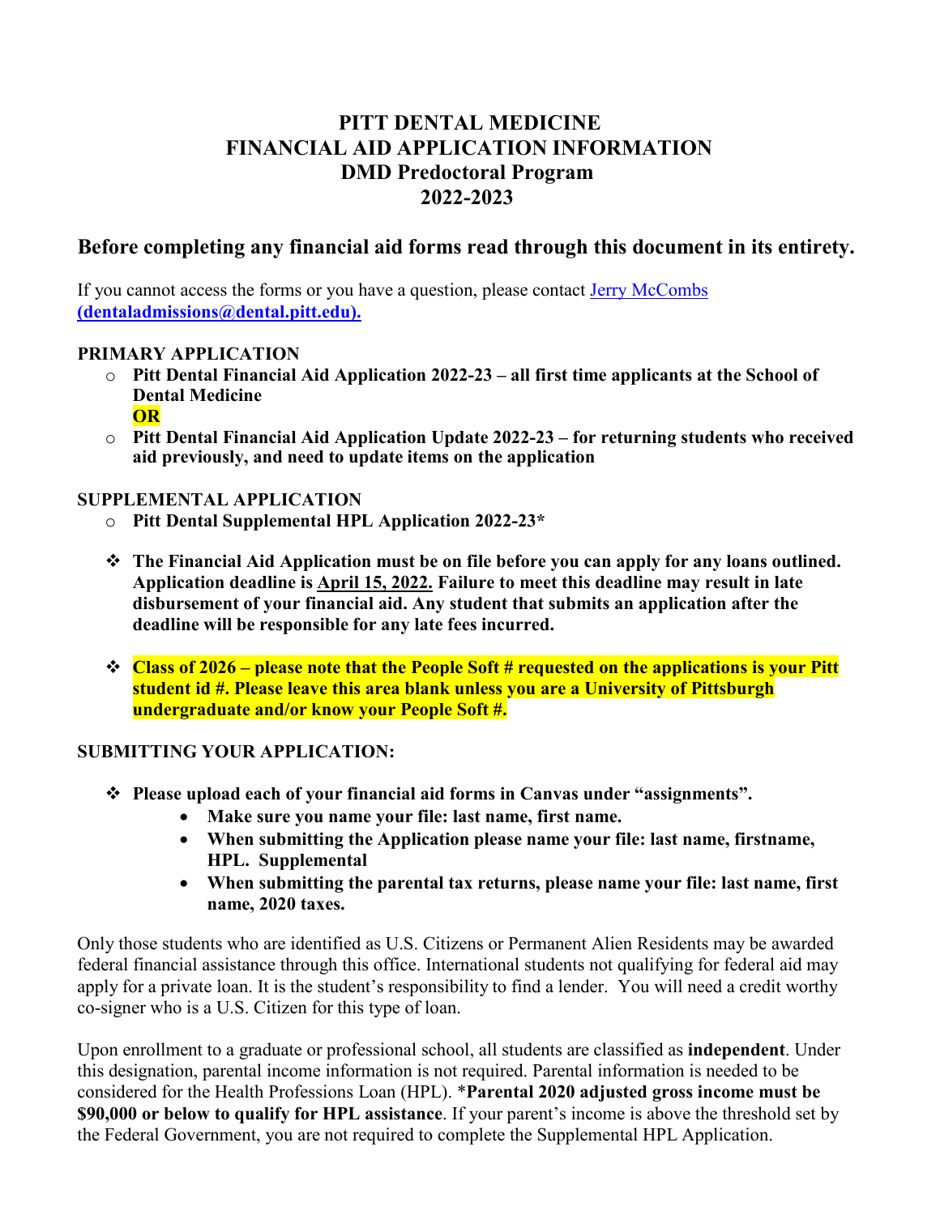# PITT DENTAL MEDICINE
# FINANCIAL AID APPLICATION INFORMATION
# DMD Predoctoral Program
# 2022-2023

## Before completing any financial aid forms read through this document in its entirety.

If you cannot access the forms or you have a question, please contact [Jerry McCombs](mailto:dentaladmissions@dental.pitt.edu) **(dentaladmissions@dental.pitt.edu).**

**PRIMARY APPLICATION**

- **Pitt Dental Financial Aid Application 2022-23 – all first time applicants at the School of Dental Medicine**
  **OR**
- **Pitt Dental Financial Aid Application Update 2022-23 – for returning students who received aid previously, and need to update items on the application**

**SUPPLEMENTAL APPLICATION**

- **Pitt Dental Supplemental HPL Application 2022-23***

- **The Financial Aid Application must be on file before you can apply for any loans outlined. Application deadline is April 15, 2022. Failure to meet this deadline may result in late disbursement of your financial aid. Any student that submits an application after the deadline will be responsible for any late fees incurred.**

- **Class of 2026 – please note that the People Soft # requested on the applications is your Pitt student id #. Please leave this area blank unless you are a University of Pittsburgh undergraduate and/or know your People Soft #.**

**SUBMITTING YOUR APPLICATION:**

- **Please upload each of your financial aid forms in Canvas under "assignments".**
  - **Make sure you name your file: last name, first name.**
  - **When submitting the Application please name your file: last name, firstname, HPL. Supplemental**
  - **When submitting the parental tax returns, please name your file: last name, first name, 2020 taxes.**

Only those students who are identified as U.S. Citizens or Permanent Alien Residents may be awarded federal financial assistance through this office. International students not qualifying for federal aid may apply for a private loan. It is the student's responsibility to find a lender. You will need a credit worthy co-signer who is a U.S. Citizen for this type of loan.

Upon enrollment to a graduate or professional school, all students are classified as **independent**. Under this designation, parental income information is not required. Parental information is needed to be considered for the Health Professions Loan (HPL). ***Parental 2020 adjusted gross income must be $90,000 or below to qualify for HPL assistance**. If your parent's income is above the threshold set by the Federal Government, you are not required to complete the Supplemental HPL Application.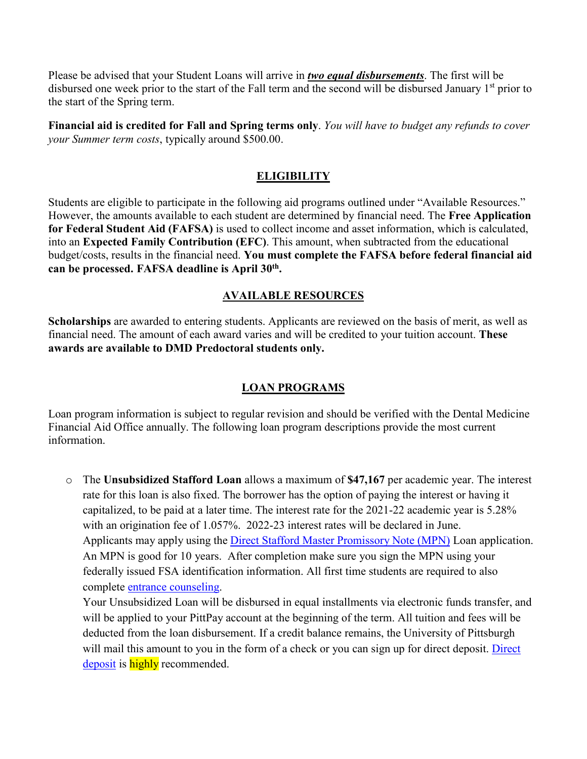Please be advised that your Student Loans will arrive in ***two equal disbursements***. The first will be disbursed one week prior to the start of the Fall term and the second will be disbursed January 1st prior to the start of the Spring term.

**Financial aid is credited for Fall and Spring terms only**. *You will have to budget any refunds to cover your Summer term costs*, typically around $500.00.

## ELIGIBILITY

Students are eligible to participate in the following aid programs outlined under "Available Resources." However, the amounts available to each student are determined by financial need. The **Free Application for Federal Student Aid (FAFSA)** is used to collect income and asset information, which is calculated, into an **Expected Family Contribution (EFC)**. This amount, when subtracted from the educational budget/costs, results in the financial need. **You must complete the FAFSA before federal financial aid can be processed. FAFSA deadline is April 30th.**

## AVAILABLE RESOURCES

**Scholarships** are awarded to entering students. Applicants are reviewed on the basis of merit, as well as financial need. The amount of each award varies and will be credited to your tuition account. **These awards are available to DMD Predoctoral students only.**

## LOAN PROGRAMS

Loan program information is subject to regular revision and should be verified with the Dental Medicine Financial Aid Office annually. The following loan program descriptions provide the most current information.

- The **Unsubsidized Stafford Loan** allows a maximum of **$47,167** per academic year. The interest rate for this loan is also fixed. The borrower has the option of paying the interest or having it capitalized, to be paid at a later time. The interest rate for the 2021-22 academic year is 5.28% with an origination fee of 1.057%. 2022-23 interest rates will be declared in June.
  Applicants may apply using the Direct Stafford Master Promissory Note (MPN) Loan application. An MPN is good for 10 years. After completion make sure you sign the MPN using your federally issued FSA identification information. All first time students are required to also complete entrance counseling.
  Your Unsubsidized Loan will be disbursed in equal installments via electronic funds transfer, and will be applied to your PittPay account at the beginning of the term. All tuition and fees will be deducted from the loan disbursement. If a credit balance remains, the University of Pittsburgh will mail this amount to you in the form of a check or you can sign up for direct deposit. Direct deposit is highly recommended.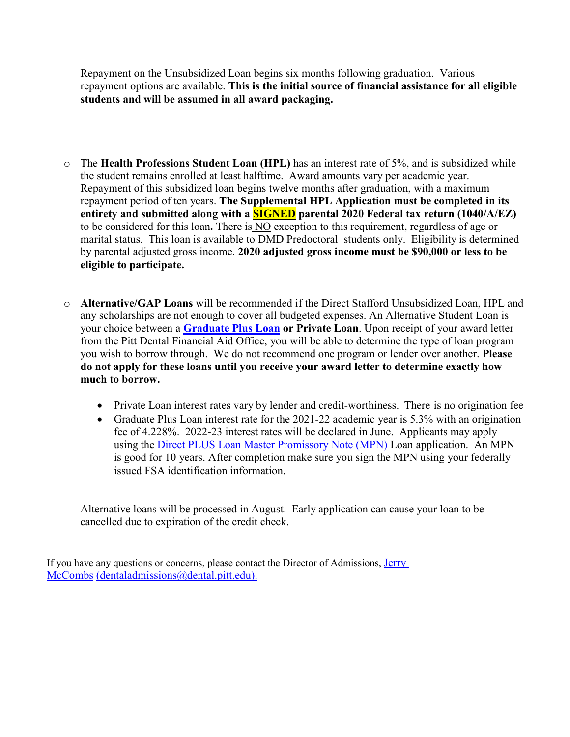Repayment on the Unsubsidized Loan begins six months following graduation. Various repayment options are available. **This is the initial source of financial assistance for all eligible students and will be assumed in all award packaging.**

- The **Health Professions Student Loan (HPL)** has an interest rate of 5%, and is subsidized while the student remains enrolled at least halftime. Award amounts vary per academic year. Repayment of this subsidized loan begins twelve months after graduation, with a maximum repayment period of ten years. **The Supplemental HPL Application must be completed in its entirety and submitted along with a SIGNED parental 2020 Federal tax return (1040/A/EZ)** to be considered for this loan**.** There is NO exception to this requirement, regardless of age or marital status. This loan is available to DMD Predoctoral students only. Eligibility is determined by parental adjusted gross income. **2020 adjusted gross income must be $90,000 or less to be eligible to participate.**

- **Alternative/GAP Loans** will be recommended if the Direct Stafford Unsubsidized Loan, HPL and any scholarships are not enough to cover all budgeted expenses. An Alternative Student Loan is your choice between a **Graduate Plus Loan or Private Loan**. Upon receipt of your award letter from the Pitt Dental Financial Aid Office, you will be able to determine the type of loan program you wish to borrow through. We do not recommend one program or lender over another. **Please do not apply for these loans until you receive your award letter to determine exactly how much to borrow.**

  - Private Loan interest rates vary by lender and credit-worthiness. There is no origination fee
  - Graduate Plus Loan interest rate for the 2021-22 academic year is 5.3% with an origination fee of 4.228%. 2022-23 interest rates will be declared in June. Applicants may apply using the Direct PLUS Loan Master Promissory Note (MPN) Loan application. An MPN is good for 10 years. After completion make sure you sign the MPN using your federally issued FSA identification information.

  Alternative loans will be processed in August. Early application can cause your loan to be cancelled due to expiration of the credit check.

If you have any questions or concerns, please contact the Director of Admissions, Jerry McCombs (dentaladmissions@dental.pitt.edu).